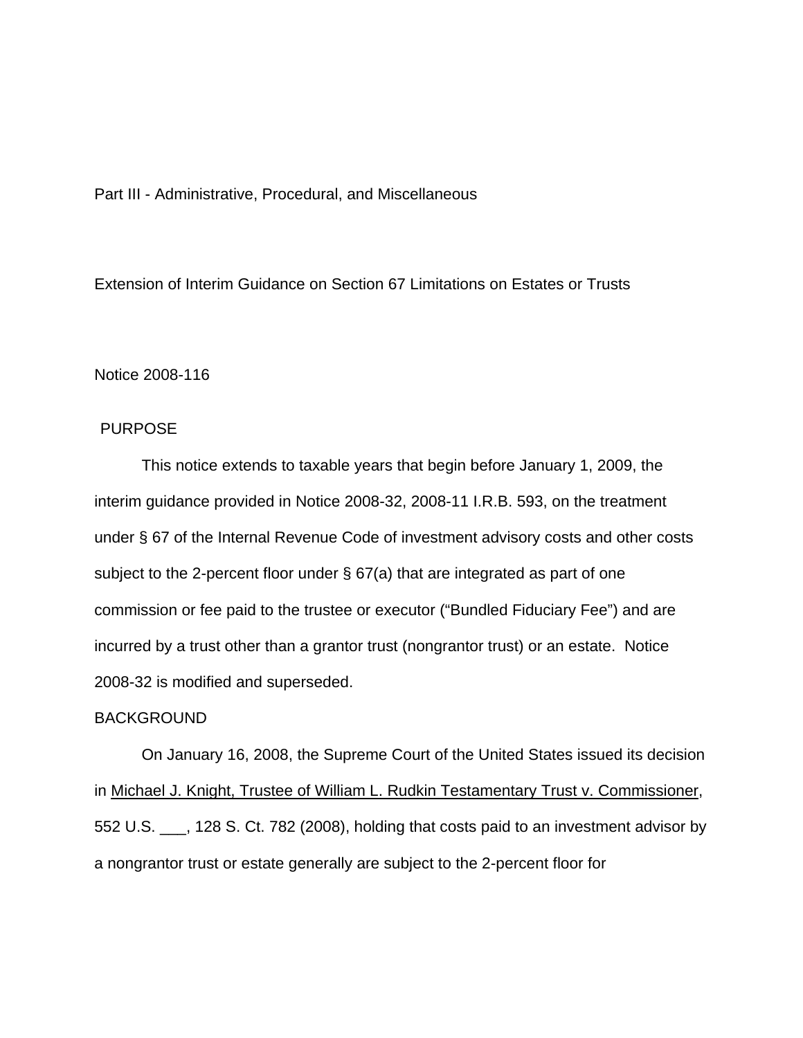Part III - Administrative, Procedural, and Miscellaneous

## Extension of Interim Guidance on Section 67 Limitations on Estates or Trusts

Notice 2008-116

### PURPOSE

This notice extends to taxable years that begin before January 1, 2009, the interim guidance provided in Notice 2008-32, 2008-11 I.R.B. 593, on the treatment under § 67 of the Internal Revenue Code of investment advisory costs and other costs subject to the 2-percent floor under § 67(a) that are integrated as part of one commission or fee paid to the trustee or executor ("Bundled Fiduciary Fee") and are incurred by a trust other than a grantor trust (nongrantor trust) or an estate. Notice 2008-32 is modified and superseded.

### BACKGROUND

On January 16, 2008, the Supreme Court of the United States issued its decision in Michael J. Knight, Trustee of William L. Rudkin Testamentary Trust v. Commissioner, 552 U.S. ___, 128 S. Ct. 782 (2008), holding that costs paid to an investment advisor by a nongrantor trust or estate generally are subject to the 2-percent floor for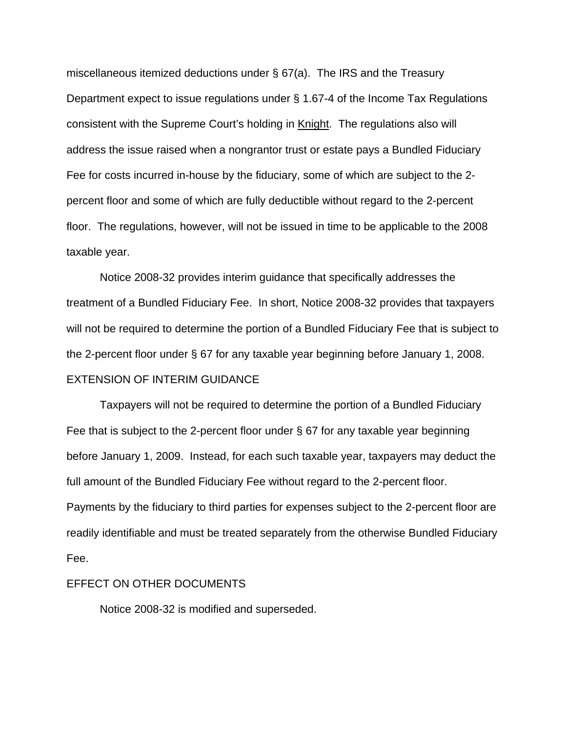miscellaneous itemized deductions under § 67(a). The IRS and the Treasury Department expect to issue regulations under § 1.67-4 of the Income Tax Regulations consistent with the Supreme Court's holding in Knight. The regulations also will address the issue raised when a nongrantor trust or estate pays a Bundled Fiduciary Fee for costs incurred in-house by the fiduciary, some of which are subject to the 2-percent floor and some of which are fully deductible without regard to the 2-percent floor. The regulations, however, will not be issued in time to be applicable to the 2008 taxable year.

Notice 2008-32 provides interim guidance that specifically addresses the treatment of a Bundled Fiduciary Fee. In short, Notice 2008-32 provides that taxpayers will not be required to determine the portion of a Bundled Fiduciary Fee that is subject to the 2-percent floor under § 67 for any taxable year beginning before January 1, 2008.

## EXTENSION OF INTERIM GUIDANCE

Taxpayers will not be required to determine the portion of a Bundled Fiduciary Fee that is subject to the 2-percent floor under § 67 for any taxable year beginning before January 1, 2009. Instead, for each such taxable year, taxpayers may deduct the full amount of the Bundled Fiduciary Fee without regard to the 2-percent floor. Payments by the fiduciary to third parties for expenses subject to the 2-percent floor are readily identifiable and must be treated separately from the otherwise Bundled Fiduciary Fee.

## EFFECT ON OTHER DOCUMENTS

Notice 2008-32 is modified and superseded.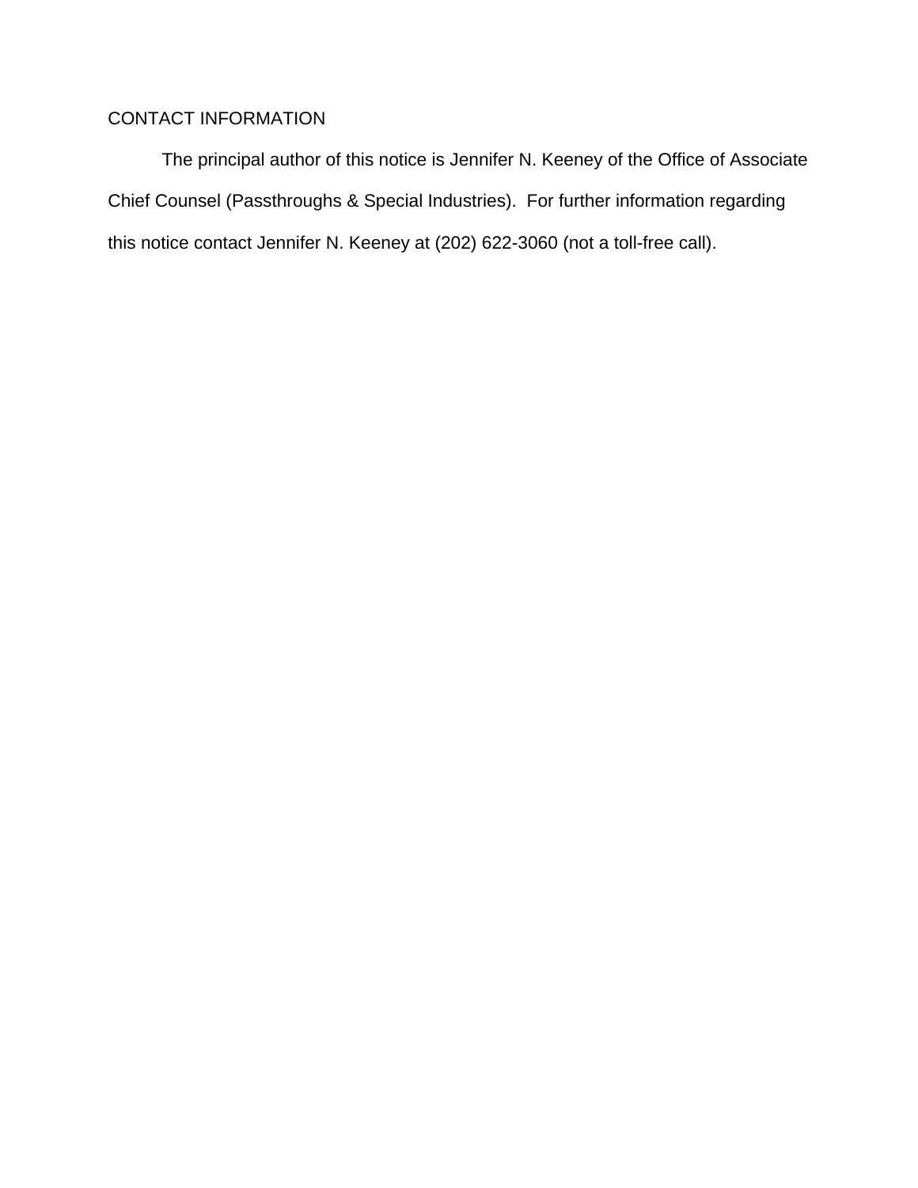## CONTACT INFORMATION

The principal author of this notice is Jennifer N. Keeney of the Office of Associate Chief Counsel (Passthroughs & Special Industries). For further information regarding this notice contact Jennifer N. Keeney at (202) 622-3060 (not a toll-free call).